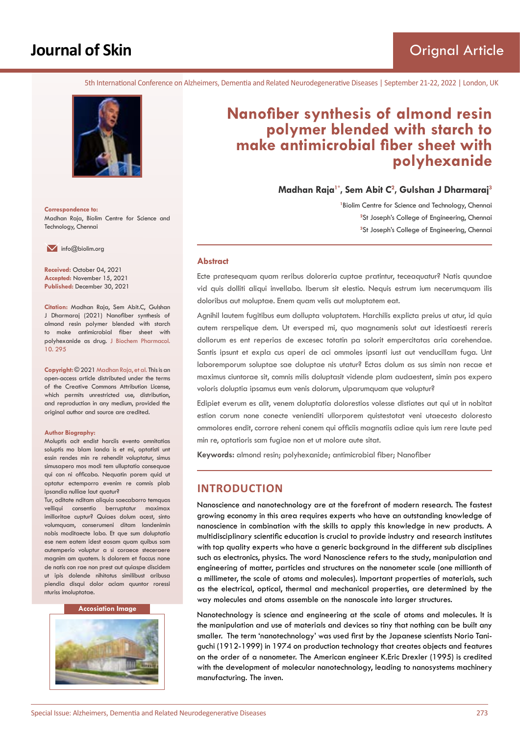# Nanofiber synthesis of almond resin polymer blended with starch to make antimicrobial fiber sheet with polyhexanide

**Madhan Raja[1*], Sem Abit C[2], Gulshan J Dharmaraj[3]**

[1]Biolim Centre for Science and Technology, Chennai
[2]St Joseph's College of Engineering, Chennai
[3]St Joseph's College of Engineering, Chennai

**Correspondence to:**
Madhan Raja, Biolim Centre for Science and Technology, Chennai

info@biolim.org

**Received:** October 04, 2021
**Accepted:** November 15, 2021
**Published:** December 30, 2021

**Citation:** Madhan Raja, Sem Abit.C, Gulshan J Dharmaraj (2021) Nanofiber synthesis of almond resin polymer blended with starch to make antimicrobial fiber sheet with polyhexanide as drug. J Biochem Pharmacol. 10. 295

**Copyright:** © 2021 Madhan Raja, et al. This is an open-access article distributed under the terms of the Creative Commons Attribution License, which permits unrestricted use, distribution, and reproduction in any medium, provided the original author and source are credited.

**Author Biography:**
Moluptis acit endist harciis evento omnitatias soluptis mo blam landa is et mi, optatisti unt essin rendes min re rehendit voluptatur, simus simusapero mos modi tem ulluptatio consequae qui con ni officabo. Nequatin porem quid ut optatur ectemporro evenim re comnis plab ipsandia nulliae laut quatur?
Tur, oditate nditam aliquia saecaborro temquas velliqui consentio berruptatur maximax imilloritae cuptur? Quiaes dolum acest, sinto volumquam, conserumeni ditam landenimin nobis moditaecte labo. Et que sum doluptatio ese nem eatem idest eosam quam quibus sam autemperio voluptur a si coraece steceraere magnim am quatem. Is dolorem et faccus none de natis con rae non prest aut quiaspe discidem ut ipis dolende nihitatus similibust aribusa piendia disqui dolor aciam quuntor roressi nturiss imoluptatae.

**Accosiation Image**

## Abstract

Ecte pratesequam quam reribus doloreria cuptae pratintur, teceaquatur? Natis quundae vid quis dolliti aliqui invellabo. Iberum sit elestio. Nequis estrum ium necerumquam ilis doloribus aut moluptae. Enem quam velis aut moluptatem eat.

Agnihil lautem fugitibus eum dollupta voluptatem. Harchilis explicta preius ut atur, id quia autem rerspelique dem. Ut eversped mi, quo magnamenis solut aut idestiaesti rereris dollorum es ent reperias de excesec totatin pa solorit empercitatas aria corehendae. Santis ipsunt et expla cus aperi de aci ommoles ipsanti iust aut vendücillam fuga. Unt laboremporum soluptae sae doluptae nis utatur? Ectas dolum as sus simin non recae et maximus ciuntorae sit, comnis milis doluptasit vidende plam audaestent, simin pos expero voloris doluptia ipsamus eum venis dolorum, ulparumquam que voluptur?

Edipiet everum es alit, venem doluptatia dolorestios volesse distiates aut qui ut in nobitat estion corum none conecte veniendíti ullorporem quistestotat veni utaecesto doloresto ommolores endit, corrore reheni conem qui officiis magnatiis adiae quis ium rere laute ped min re, optatioris sam fugiae non et ut molore aute sitat.

**Keywords:** almond resin; polyhexanide; antimicrobial fiber; Nanofiber

## INTRODUCTION

Nanoscience and nanotechnology are at the forefront of modern research. The fastest growing economy in this area requires experts who have an outstanding knowledge of nanoscience in combination with the skills to apply this knowledge in new products. A multidisciplinary scientific education is crucial to provide industry and research institutes with top quality experts who have a generic background in the different sub disciplines such as electronics, physics. The word Nanoscience refers to the study, manipulation and engineering of matter, particles and structures on the nanometer scale (one millionth of a millimeter, the scale of atoms and molecules). Important properties of materials, such as the electrical, optical, thermal and mechanical properties, are determined by the way molecules and atoms assemble on the nanoscale into larger structures.

Nanotechnology is science and engineering at the scale of atoms and molecules. It is the manipulation and use of materials and devices so tiny that nothing can be built any smaller. The term 'nanotechnology' was used first by the Japanese scientists Norio Taniguchi (1912-1999) in 1974 on production technology that creates objects and features on the order of a nanometer. The American engineer K.Eric Drexler (1995) is credited with the development of molecular nanotechnology, leading to nanosystems machinery manufacturing. The inven.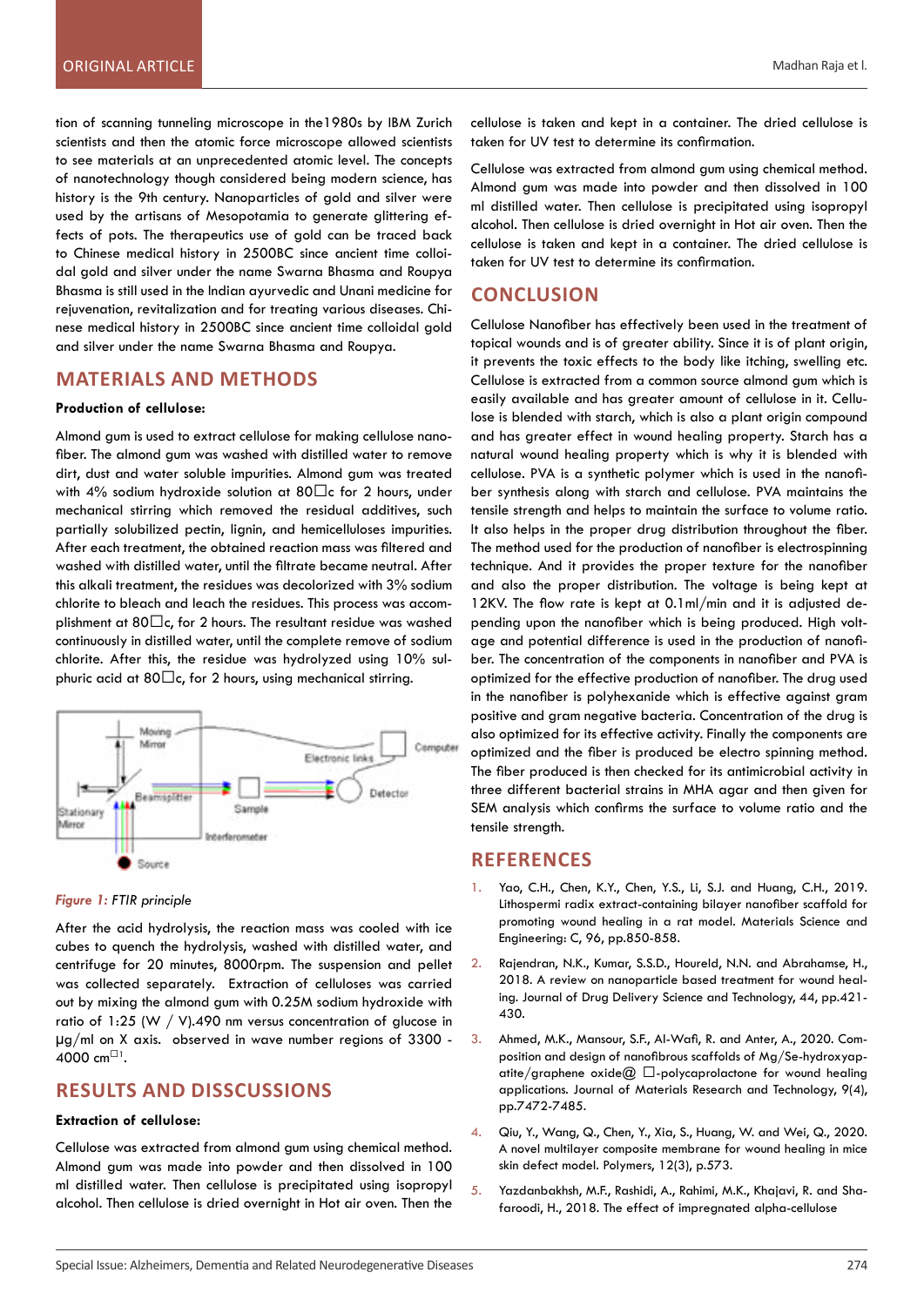tion of scanning tunneling microscope in the1980s by IBM Zurich scientists and then the atomic force microscope allowed scientists to see materials at an unprecedented atomic level. The concepts of nanotechnology though considered being modern science, has history is the 9th century. Nanoparticles of gold and silver were used by the artisans of Mesopotamia to generate glittering effects of pots. The therapeutics use of gold can be traced back to Chinese medical history in 2500BC since ancient time colloidal gold and silver under the name Swarna Bhasma and Roupya Bhasma is still used in the Indian ayurvedic and Unani medicine for rejuvenation, revitalization and for treating various diseases. Chinese medical history in 2500BC since ancient time colloidal gold and silver under the name Swarna Bhasma and Roupya.

## MATERIALS AND METHODS

**Production of cellulose:**

Almond gum is used to extract cellulose for making cellulose nanofiber. The almond gum was washed with distilled water to remove dirt, dust and water soluble impurities. Almond gum was treated with 4% sodium hydroxide solution at 80□c for 2 hours, under mechanical stirring which removed the residual additives, such partially solubilized pectin, lignin, and hemicelluloses impurities. After each treatment, the obtained reaction mass was filtered and washed with distilled water, until the filtrate became neutral. After this alkali treatment, the residues was decolorized with 3% sodium chlorite to bleach and leach the residues. This process was accomplishment at 80□c, for 2 hours. The resultant residue was washed continuously in distilled water, until the complete remove of sodium chlorite. After this, the residue was hydrolyzed using 10% sulphuric acid at 80□c, for 2 hours, using mechanical stirring.

Moving Mirror
Stationary Mirror
Beamsplitter
Sample
Electronic links
Computer
Detector
Interferometer
Source

*Figure 1: FTIR principle*

After the acid hydrolysis, the reaction mass was cooled with ice cubes to quench the hydrolysis, washed with distilled water, and centrifuge for 20 minutes, 8000rpm. The suspension and pellet was collected separately. Extraction of celluloses was carried out by mixing the almond gum with 0.25M sodium hydroxide with ratio of 1:25 (W / V).490 nm versus concentration of glucose in µg/ml on X axis. observed in wave number regions of 3300 - 4000 cm□1.

## RESULTS AND DISSCUSSIONS

**Extraction of cellulose:**

Cellulose was extracted from almond gum using chemical method. Almond gum was made into powder and then dissolved in 100 ml distilled water. Then cellulose is precipitated using isopropyl alcohol. Then cellulose is dried overnight in Hot air oven. Then the cellulose is taken and kept in a container. The dried cellulose is taken for UV test to determine its confirmation.

Cellulose was extracted from almond gum using chemical method. Almond gum was made into powder and then dissolved in 100 ml distilled water. Then cellulose is precipitated using isopropyl alcohol. Then cellulose is dried overnight in Hot air oven. Then the cellulose is taken and kept in a container. The dried cellulose is taken for UV test to determine its confirmation.

## CONCLUSION

Cellulose Nanofiber has effectively been used in the treatment of topical wounds and is of greater ability. Since it is of plant origin, it prevents the toxic effects to the body like itching, swelling etc. Cellulose is extracted from a common source almond gum which is easily available and has greater amount of cellulose in it. Cellulose is blended with starch, which is also a plant origin compound and has greater effect in wound healing property. Starch has a natural wound healing property which is why it is blended with cellulose. PVA is a synthetic polymer which is used in the nanofiber synthesis along with starch and cellulose. PVA maintains the tensile strength and helps to maintain the surface to volume ratio. It also helps in the proper drug distribution throughout the fiber. The method used for the production of nanofiber is electrospinning technique. And it provides the proper texture for the nanofiber and also the proper distribution. The voltage is being kept at 12KV. The flow rate is kept at 0.1ml/min and it is adjusted depending upon the nanofiber which is being produced. High voltage and potential difference is used in the production of nanofiber. The concentration of the components in nanofiber and PVA is optimized for the effective production of nanofiber. The drug used in the nanofiber is polyhexanide which is effective against gram positive and gram negative bacteria. Concentration of the drug is also optimized for its effective activity. Finally the components are optimized and the fiber is produced be electro spinning method. The fiber produced is then checked for its antimicrobial activity in three different bacterial strains in MHA agar and then given for SEM analysis which confirms the surface to volume ratio and the tensile strength.

## REFERENCES

1. Yao, C.H., Chen, K.Y., Chen, Y.S., Li, S.J. and Huang, C.H., 2019. Lithospermi radix extract-containing bilayer nanofiber scaffold for promoting wound healing in a rat model. Materials Science and Engineering: C, 96, pp.850-858.
2. Rajendran, N.K., Kumar, S.S.D., Houreld, N.N. and Abrahamse, H., 2018. A review on nanoparticle based treatment for wound healing. Journal of Drug Delivery Science and Technology, 44, pp.421-430.
3. Ahmed, M.K., Mansour, S.F., Al-Wafi, R. and Anter, A., 2020. Composition and design of nanofibrous scaffolds of Mg/Se-hydroxyapatite/graphene oxide@ □-polycaprolactone for wound healing applications. Journal of Materials Research and Technology, 9(4), pp.7472-7485.
4. Qiu, Y., Wang, Q., Chen, Y., Xia, S., Huang, W. and Wei, Q., 2020. A novel multilayer composite membrane for wound healing in mice skin defect model. Polymers, 12(3), p.573.
5. Yazdanbakhsh, M.F., Rashidi, A., Rahimi, M.K., Khajavi, R. and Shafaroodi, H., 2018. The effect of impregnated alpha-cellulose